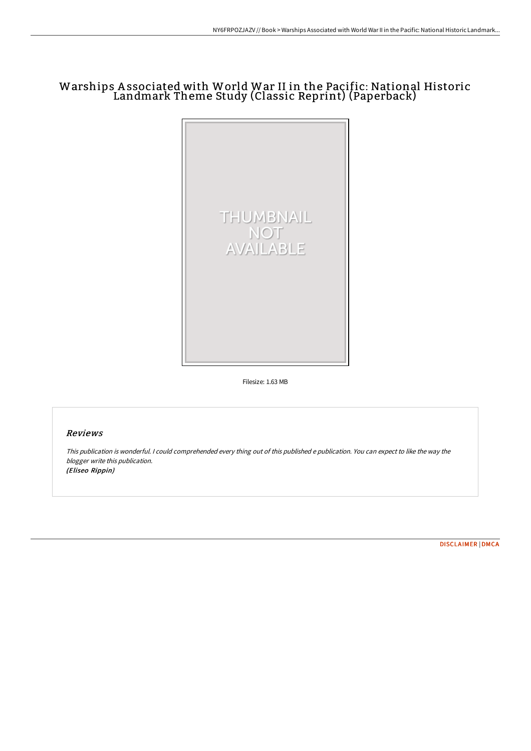# Warships Associated with World War II in the Pacific: National Historic Landmark Theme Study (Classic Reprint) (Paperback)

Filesize: 1.63 MB

## Reviews

*This publication is wonderful. I could comprehended every thing out of this published e publication. You can expect to like the way the blogger write this publication.*
*(Eliseo Rippin)*

DISCLAIMER | DMCA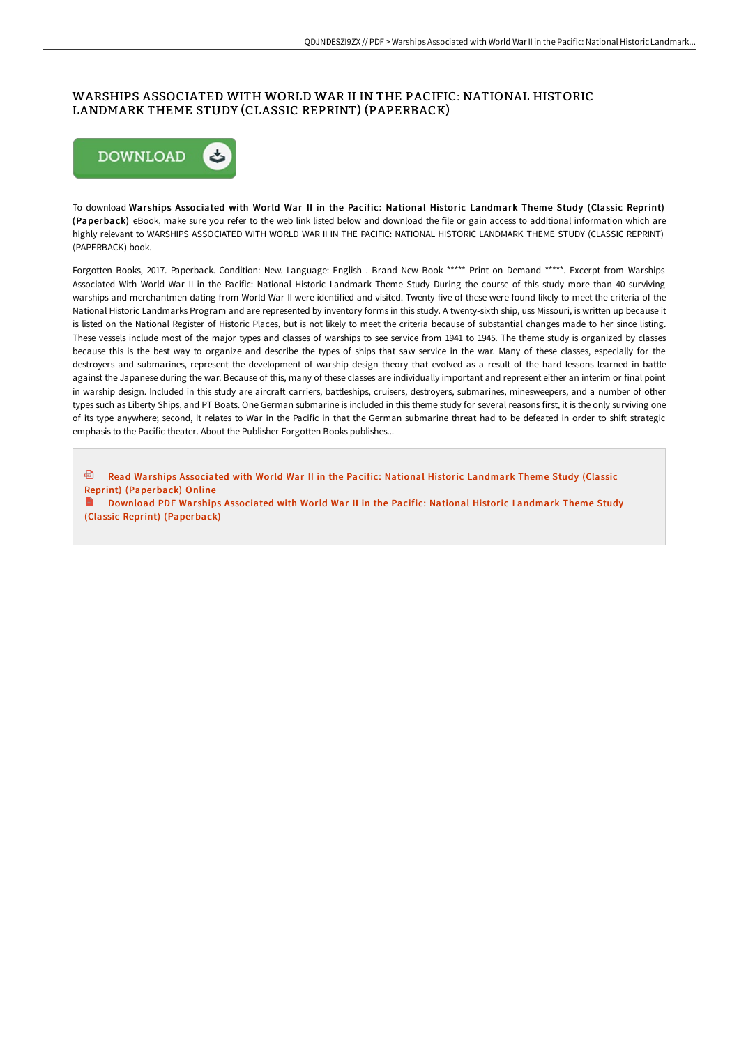# WARSHIPS ASSOCIATED WITH WORLD WAR II IN THE PACIFIC: NATIONAL HISTORIC LANDMARK THEME STUDY (CLASSIC REPRINT) (PAPERBACK)

DOWNLOAD

To download **Warships Associated with World War II in the Pacific: National Historic Landmark Theme Study (Classic Reprint) (Paperback)** eBook, make sure you refer to the web link listed below and download the file or gain access to additional information which are highly relevant to WARSHIPS ASSOCIATED WITH WORLD WAR II IN THE PACIFIC: NATIONAL HISTORIC LANDMARK THEME STUDY (CLASSIC REPRINT) (PAPERBACK) book.

Forgotten Books, 2017. Paperback. Condition: New. Language: English . Brand New Book ***** Print on Demand *****. Excerpt from Warships Associated With World War II in the Pacific: National Historic Landmark Theme Study During the course of this study more than 40 surviving warships and merchantmen dating from World War II were identified and visited. Twenty-five of these were found likely to meet the criteria of the National Historic Landmarks Program and are represented by inventory forms in this study. A twenty-sixth ship, uss Missouri, is written up because it is listed on the National Register of Historic Places, but is not likely to meet the criteria because of substantial changes made to her since listing. These vessels include most of the major types and classes of warships to see service from 1941 to 1945. The theme study is organized by classes because this is the best way to organize and describe the types of ships that saw service in the war. Many of these classes, especially for the destroyers and submarines, represent the development of warship design theory that evolved as a result of the hard lessons learned in battle against the Japanese during the war. Because of this, many of these classes are individually important and represent either an interim or final point in warship design. Included in this study are aircraft carriers, battleships, cruisers, destroyers, submarines, minesweepers, and a number of other types such as Liberty Ships, and PT Boats. One German submarine is included in this theme study for several reasons first, it is the only surviving one of its type anywhere; second, it relates to War in the Pacific in that the German submarine threat had to be defeated in order to shift strategic emphasis to the Pacific theater. About the Publisher Forgotten Books publishes...

Read Warships Associated with World War II in the Pacific: National Historic Landmark Theme Study (Classic Reprint) (Paperback) Online

Download PDF Warships Associated with World War II in the Pacific: National Historic Landmark Theme Study (Classic Reprint) (Paperback)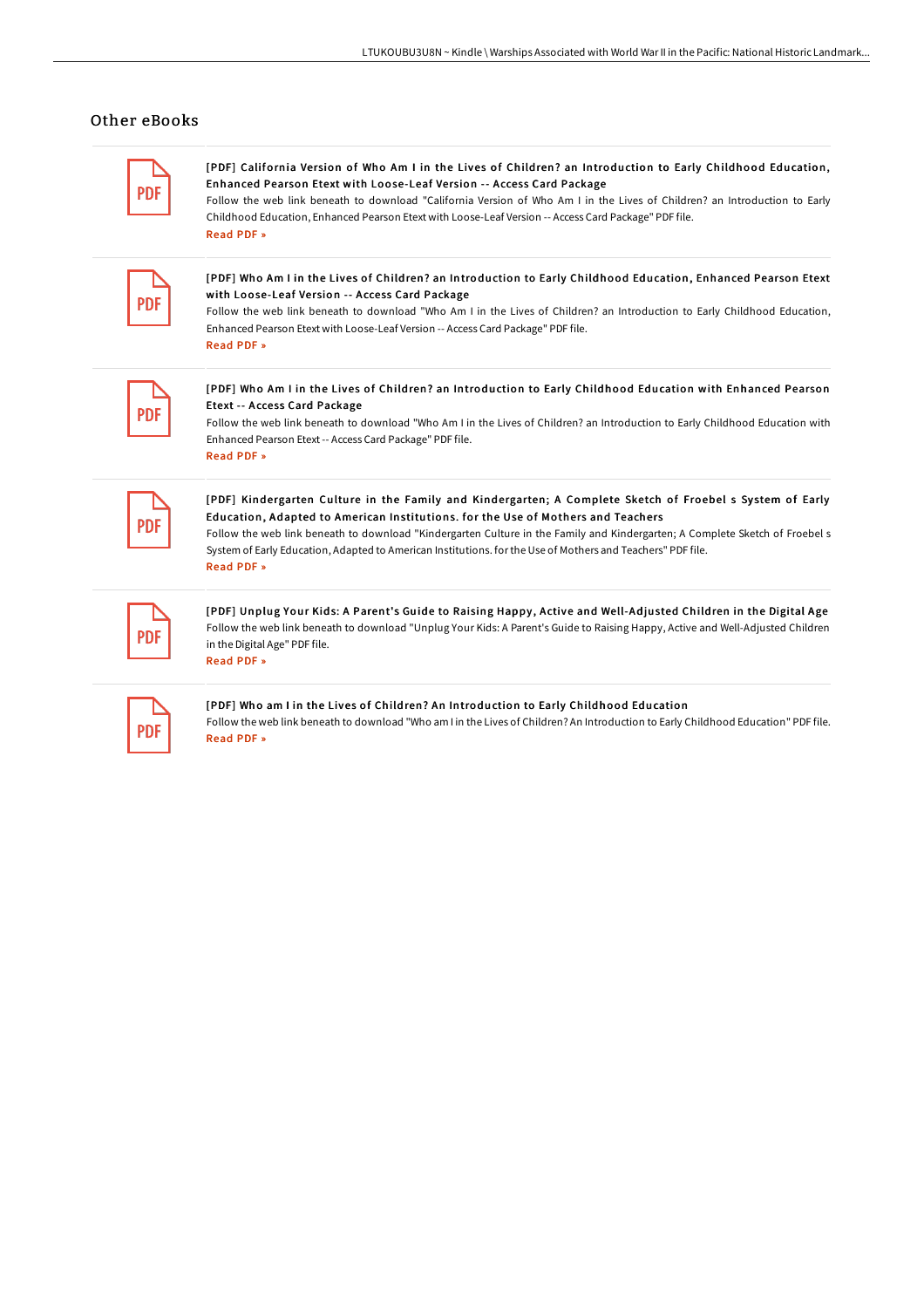## Other eBooks

**[PDF] California Version of Who Am I in the Lives of Children? an Introduction to Early Childhood Education, Enhanced Pearson Etext with Loose-Leaf Version -- Access Card Package**

Follow the web link beneath to download "California Version of Who Am I in the Lives of Children? an Introduction to Early Childhood Education, Enhanced Pearson Etext with Loose-Leaf Version -- Access Card Package" PDF file.

Read PDF »

**[PDF] Who Am I in the Lives of Children? an Introduction to Early Childhood Education, Enhanced Pearson Etext with Loose-Leaf Version -- Access Card Package**

Follow the web link beneath to download "Who Am I in the Lives of Children? an Introduction to Early Childhood Education, Enhanced Pearson Etext with Loose-Leaf Version -- Access Card Package" PDF file.

Read PDF »

**[PDF] Who Am I in the Lives of Children? an Introduction to Early Childhood Education with Enhanced Pearson Etext -- Access Card Package**

Follow the web link beneath to download "Who Am I in the Lives of Children? an Introduction to Early Childhood Education with Enhanced Pearson Etext -- Access Card Package" PDF file.

Read PDF »

**[PDF] Kindergarten Culture in the Family and Kindergarten; A Complete Sketch of Froebel s System of Early Education, Adapted to American Institutions. for the Use of Mothers and Teachers**

Follow the web link beneath to download "Kindergarten Culture in the Family and Kindergarten; A Complete Sketch of Froebel s System of Early Education, Adapted to American Institutions. for the Use of Mothers and Teachers" PDF file.

Read PDF »

**[PDF] Unplug Your Kids: A Parent's Guide to Raising Happy, Active and Well-Adjusted Children in the Digital Age**

Follow the web link beneath to download "Unplug Your Kids: A Parent's Guide to Raising Happy, Active and Well-Adjusted Children in the Digital Age" PDF file.

Read PDF »

**[PDF] Who am I in the Lives of Children? An Introduction to Early Childhood Education**

Follow the web link beneath to download "Who am I in the Lives of Children? An Introduction to Early Childhood Education" PDF file.

Read PDF »